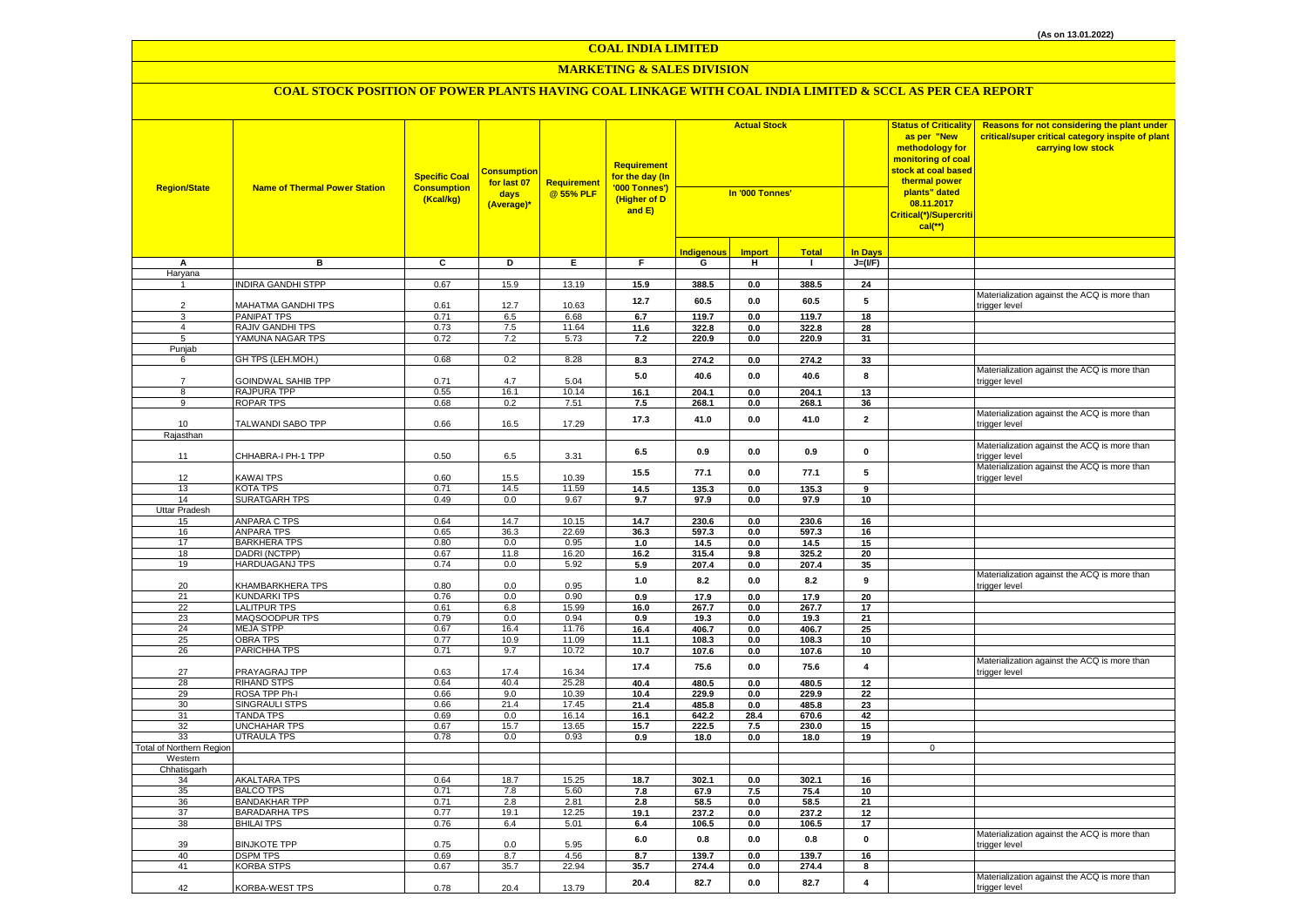(As on 13.01.2022)

# COAL INDIA LIMITED

## MARKETING & SALES DIVISION

### COAL STOCK POSITION OF POWER PLANTS HAVING COAL LINKAGE WITH COAL INDIA LIMITED & SCCL AS PER CEA REPORT

| Region/State | Name of Thermal Power Station | Specific Coal Consumption (Kcal/kg) | Consumption for last 07 days (Average)* | Requirement @ 55% PLF | Requirement for the day (In '000 Tonnes') (Higher of D and E) | Actual Stock In '000 Tonnes' | | | | Status of Criticality as per "New methodology for monitoring of coal stock at coal based thermal power plants" dated 08.11.2017 Critical(*)/Supercritical(**) | Reasons for not considering the plant under critical/super critical category inspite of plant carrying low stock |
|---|---|---|---|---|---|---|---|---|---|---|---|
| | | | | | | Indigenous | Import | Total | In Days | | |
| A | B | C | D | E | F | G | H | I | J=(I/F) | | |
| Haryana | | | | | | | | | | | |
| 1 | INDIRA GANDHI STPP | 0.67 | 15.9 | 13.19 | 15.9 | 388.5 | 0.0 | 388.5 | 24 | | |
| 2 | MAHATMA GANDHI TPS | 0.61 | 12.7 | 10.63 | 12.7 | 60.5 | 0.0 | 60.5 | 5 | | Materialization against the ACQ is more than trigger level |
| 3 | PANIPAT TPS | 0.71 | 6.5 | 6.68 | 6.7 | 119.7 | 0.0 | 119.7 | 18 | | |
| 4 | RAJIV GANDHI TPS | 0.73 | 7.5 | 11.64 | 11.6 | 322.8 | 0.0 | 322.8 | 28 | | |
| 5 | YAMUNA NAGAR TPS | 0.72 | 7.2 | 5.73 | 7.2 | 220.9 | 0.0 | 220.9 | 31 | | |
| Punjab | | | | | | | | | | | |
| 6 | GH TPS (LEH.MOH.) | 0.68 | 0.2 | 8.28 | 8.3 | 274.2 | 0.0 | 274.2 | 33 | | |
| 7 | GOINDWAL SAHIB TPP | 0.71 | 4.7 | 5.04 | 5.0 | 40.6 | 0.0 | 40.6 | 8 | | Materialization against the ACQ is more than trigger level |
| 8 | RAJPURA TPP | 0.55 | 16.1 | 10.14 | 16.1 | 204.1 | 0.0 | 204.1 | 13 | | |
| 9 | ROPAR TPS | 0.68 | 0.2 | 7.51 | 7.5 | 268.1 | 0.0 | 268.1 | 36 | | |
| 10 | TALWANDI SABO TPP | 0.66 | 16.5 | 17.29 | 17.3 | 41.0 | 0.0 | 41.0 | 2 | | Materialization against the ACQ is more than trigger level |
| Rajasthan | | | | | | | | | | | |
| 11 | CHHABRA-I PH-1 TPP | 0.50 | 6.5 | 3.31 | 6.5 | 0.9 | 0.0 | 0.9 | 0 | | Materialization against the ACQ is more than trigger level |
| 12 | KAWAI TPS | 0.60 | 15.5 | 10.39 | 15.5 | 77.1 | 0.0 | 77.1 | 5 | | Materialization against the ACQ is more than trigger level |
| 13 | KOTA TPS | 0.71 | 14.5 | 11.59 | 14.5 | 135.3 | 0.0 | 135.3 | 9 | | |
| 14 | SURATGARH TPS | 0.49 | 0.0 | 9.67 | 9.7 | 97.9 | 0.0 | 97.9 | 10 | | |
| Uttar Pradesh | | | | | | | | | | | |
| 15 | ANPARA C TPS | 0.64 | 14.7 | 10.15 | 14.7 | 230.6 | 0.0 | 230.6 | 16 | | |
| 16 | ANPARA TPS | 0.65 | 36.3 | 22.69 | 36.3 | 597.3 | 0.0 | 597.3 | 16 | | |
| 17 | BARKHERA TPS | 0.80 | 0.0 | 0.95 | 1.0 | 14.5 | 0.0 | 14.5 | 15 | | |
| 18 | DADRI (NCTPP) | 0.67 | 11.8 | 16.20 | 16.2 | 315.4 | 9.8 | 325.2 | 20 | | |
| 19 | HARDUAGANJ TPS | 0.74 | 0.0 | 5.92 | 5.9 | 207.4 | 0.0 | 207.4 | 35 | | |
| 20 | KHAMBARKHERA TPS | 0.80 | 0.0 | 0.95 | 1.0 | 8.2 | 0.0 | 8.2 | 9 | | Materialization against the ACQ is more than trigger level |
| 21 | KUNDARKI TPS | 0.76 | 0.0 | 0.90 | 0.9 | 17.9 | 0.0 | 17.9 | 20 | | |
| 22 | LALITPUR TPS | 0.61 | 6.8 | 15.99 | 16.0 | 267.7 | 0.0 | 267.7 | 17 | | |
| 23 | MAQSOODPUR TPS | 0.79 | 0.0 | 0.94 | 0.9 | 19.3 | 0.0 | 19.3 | 21 | | |
| 24 | MEJA STPP | 0.67 | 16.4 | 11.76 | 16.4 | 406.7 | 0.0 | 406.7 | 25 | | |
| 25 | OBRA TPS | 0.77 | 10.9 | 11.09 | 11.1 | 108.3 | 0.0 | 108.3 | 10 | | |
| 26 | PARICHHA TPS | 0.71 | 9.7 | 10.72 | 10.7 | 107.6 | 0.0 | 107.6 | 10 | | |
| 27 | PRAYAGRAJ TPP | 0.63 | 17.4 | 16.34 | 17.4 | 75.6 | 0.0 | 75.6 | 4 | | Materialization against the ACQ is more than trigger level |
| 28 | RIHAND STPS | 0.64 | 40.4 | 25.28 | 40.4 | 480.5 | 0.0 | 480.5 | 12 | | |
| 29 | ROSA TPP Ph-I | 0.66 | 9.0 | 10.39 | 10.4 | 229.9 | 0.0 | 229.9 | 22 | | |
| 30 | SINGRAULI STPS | 0.66 | 21.4 | 17.45 | 21.4 | 485.8 | 0.0 | 485.8 | 23 | | |
| 31 | TANDA TPS | 0.69 | 0.0 | 16.14 | 16.1 | 642.2 | 28.4 | 670.6 | 42 | | |
| 32 | UNCHAHAR TPS | 0.67 | 15.7 | 13.65 | 15.7 | 222.5 | 7.5 | 230.0 | 15 | | |
| 33 | UTRAULA TPS | 0.78 | 0.0 | 0.93 | 0.9 | 18.0 | 0.0 | 18.0 | 19 | | |
| Total of Northern Region | | | | | | | | | | 0 | |
| Western | | | | | | | | | | | |
| Chhatisgarh | | | | | | | | | | | |
| 34 | AKALTARA TPS | 0.64 | 18.7 | 15.25 | 18.7 | 302.1 | 0.0 | 302.1 | 16 | | |
| 35 | BALCO TPS | 0.71 | 7.8 | 5.60 | 7.8 | 67.9 | 7.5 | 75.4 | 10 | | |
| 36 | BANDAKHAR TPP | 0.71 | 2.8 | 2.81 | 2.8 | 58.5 | 0.0 | 58.5 | 21 | | |
| 37 | BARADARHA TPS | 0.77 | 19.1 | 12.25 | 19.1 | 237.2 | 0.0 | 237.2 | 12 | | |
| 38 | BHILAI TPS | 0.76 | 6.4 | 5.01 | 6.4 | 106.5 | 0.0 | 106.5 | 17 | | |
| 39 | BINJKOTE TPP | 0.75 | 0.0 | 5.95 | 6.0 | 0.8 | 0.0 | 0.8 | 0 | | Materialization against the ACQ is more than trigger level |
| 40 | DSPM TPS | 0.69 | 8.7 | 4.56 | 8.7 | 139.7 | 0.0 | 139.7 | 16 | | |
| 41 | KORBA STPS | 0.67 | 35.7 | 22.94 | 35.7 | 274.4 | 0.0 | 274.4 | 8 | | |
| 42 | KORBA-WEST TPS | 0.78 | 20.4 | 13.79 | 20.4 | 82.7 | 0.0 | 82.7 | 4 | | Materialization against the ACQ is more than trigger level |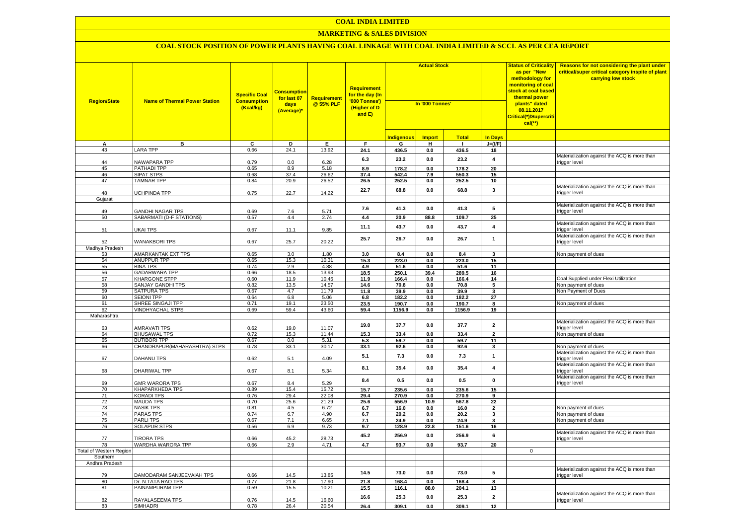# COAL INDIA LIMITED

## MARKETING & SALES DIVISION

### COAL STOCK POSITION OF POWER PLANTS HAVING COAL LINKAGE WITH COAL INDIA LIMITED & SCCL AS PER CEA REPORT

| Region/State | Name of Thermal Power Station | Specific Coal Consumption (Kcal/kg) | Consumption for last 07 days (Average)* | Requirement @ 55% PLF | Requirement for the day (In '000 Tonnes') (Higher of D and E) | Actual Stock In '000 Tonnes' | | | | Status of Criticality as per "New methodology for monitoring of coal stock at coal based thermal power plants" dated 08.11.2017 Critical(*)/Supercritical(**) | Reasons for not considering the plant under critical/super critical category inspite of plant carrying low stock |
|---|---|---|---|---|---|---|---|---|---|---|---|
| | | | | | | Indigenous | Import | Total | In Days | | |
| A | B | C | D | E | F | G | H | I | J=(I/F) | | |
| 43 | LARA TPP | 0.66 | 24.1 | 13.92 | 24.1 | 436.5 | 0.0 | 436.5 | 18 | | |
| 44 | NAWAPARA TPP | 0.79 | 0.0 | 6.28 | 6.3 | 23.2 | 0.0 | 23.2 | 4 | | Materialization against the ACQ is more than trigger level |
| 45 | PATHADI TPP | 0.65 | 8.9 | 5.18 | 8.9 | 178.2 | 0.0 | 178.2 | 20 | | |
| 46 | SIPAT STPS | 0.68 | 37.4 | 26.62 | 37.4 | 542.4 | 7.9 | 550.3 | 15 | | |
| 47 | TAMNAR TPP | 0.84 | 20.9 | 26.52 | 26.5 | 252.5 | 0.0 | 252.5 | 10 | | |
| 48 | UCHPINDA TPP | 0.75 | 22.7 | 14.22 | 22.7 | 68.8 | 0.0 | 68.8 | 3 | | Materialization against the ACQ is more than trigger level |
| Gujarat | | | | | | | | | | | |
| 49 | GANDHI NAGAR TPS | 0.69 | 7.6 | 5.71 | 7.6 | 41.3 | 0.0 | 41.3 | 5 | | Materialization against the ACQ is more than trigger level |
| 50 | SABARMATI (D-F STATIONS) | 0.57 | 4.4 | 2.74 | 4.4 | 20.9 | 88.8 | 109.7 | 25 | | |
| 51 | UKAI TPS | 0.67 | 11.1 | 9.85 | 11.1 | 43.7 | 0.0 | 43.7 | 4 | | Materialization against the ACQ is more than trigger level |
| 52 | WANAKBORI TPS | 0.67 | 25.7 | 20.22 | 25.7 | 26.7 | 0.0 | 26.7 | 1 | | Materialization against the ACQ is more than trigger level |
| Madhya Pradesh | | | | | | | | | | | |
| 53 | AMARKANTAK EXT TPS | 0.65 | 3.0 | 1.80 | 3.0 | 8.4 | 0.0 | 8.4 | 3 | | Non payment of dues |
| 54 | ANUPPUR TPP | 0.65 | 15.3 | 10.31 | 15.3 | 223.0 | 0.0 | 223.0 | 15 | | |
| 55 | BINA TPS | 0.74 | 2.9 | 4.88 | 4.9 | 51.6 | 0.0 | 51.6 | 11 | | |
| 56 | GADARWARA TPP | 0.66 | 18.5 | 13.93 | 18.5 | 250.1 | 39.4 | 289.5 | 16 | | |
| 57 | KHARGONE STPP | 0.60 | 11.9 | 10.45 | 11.9 | 166.4 | 0.0 | 166.4 | 14 | | Coal Supplied under Flexi Utilization |
| 58 | SANJAY GANDHI TPS | 0.82 | 13.5 | 14.57 | 14.6 | 70.8 | 0.0 | 70.8 | 5 | | Non payment of dues |
| 59 | SATPURA TPS | 0.67 | 4.7 | 11.79 | 11.8 | 39.9 | 0.0 | 39.9 | 3 | | Non Payment of Dues |
| 60 | SEIONI TPP | 0.64 | 6.8 | 5.06 | 6.8 | 182.2 | 0.0 | 182.2 | 27 | | |
| 61 | SHREE SINGAJI TPP | 0.71 | 19.1 | 23.50 | 23.5 | 190.7 | 0.0 | 190.7 | 8 | | Non payment of dues |
| 62 | VINDHYACHAL STPS | 0.69 | 59.4 | 43.60 | 59.4 | 1156.9 | 0.0 | 1156.9 | 19 | | |
| Maharashtra | | | | | | | | | | | |
| 63 | AMRAVATI TPS | 0.62 | 19.0 | 11.07 | 19.0 | 37.7 | 0.0 | 37.7 | 2 | | Materialization against the ACQ is more than trigger level |
| 64 | BHUSAWAL TPS | 0.72 | 15.3 | 11.44 | 15.3 | 33.4 | 0.0 | 33.4 | 2 | | Non payment of dues |
| 65 | BUTIBORI TPP | 0.67 | 0.0 | 5.31 | 5.3 | 59.7 | 0.0 | 59.7 | 11 | | |
| 66 | CHANDRAPUR(MAHARASHTRA) STPS | 0.78 | 33.1 | 30.17 | 33.1 | 92.6 | 0.0 | 92.6 | 3 | | Non payment of dues |
| 67 | DAHANU TPS | 0.62 | 5.1 | 4.09 | 5.1 | 7.3 | 0.0 | 7.3 | 1 | | Materialization against the ACQ is more than trigger level |
| 68 | DHARIWAL TPP | 0.67 | 8.1 | 5.34 | 8.1 | 35.4 | 0.0 | 35.4 | 4 | | Materialization against the ACQ is more than trigger level |
| 69 | GMR WARORA TPS | 0.67 | 8.4 | 5.29 | 8.4 | 0.5 | 0.0 | 0.5 | 0 | | Materialization against the ACQ is more than trigger level |
| 70 | KHAPARKHEDA TPS | 0.89 | 15.4 | 15.72 | 15.7 | 235.6 | 0.0 | 235.6 | 15 | | |
| 71 | KORADI TPS | 0.76 | 29.4 | 22.08 | 29.4 | 270.9 | 0.0 | 270.9 | 9 | | |
| 72 | MAUDA TPS | 0.70 | 25.6 | 21.29 | 25.6 | 556.9 | 10.9 | 567.8 | 22 | | |
| 73 | NASIK TPS | 0.81 | 4.5 | 6.72 | 6.7 | 16.0 | 0.0 | 16.0 | 2 | | Non payment of dues |
| 74 | PARAS TPS | 0.74 | 6.7 | 4.90 | 6.7 | 20.2 | 0.0 | 20.2 | 3 | | Non payment of dues |
| 75 | PARLI TPS | 0.67 | 7.1 | 6.65 | 7.1 | 24.9 | 0.0 | 24.9 | 3 | | Non payment of dues |
| 76 | SOLAPUR STPS | 0.56 | 6.9 | 9.73 | 9.7 | 128.9 | 22.8 | 151.6 | 16 | | |
| 77 | TIRORA TPS | 0.66 | 45.2 | 28.73 | 45.2 | 256.9 | 0.0 | 256.9 | 6 | | Materialization against the ACQ is more than trigger level |
| 78 | WARDHA WARORA TPP | 0.66 | 2.9 | 4.71 | 4.7 | 93.7 | 0.0 | 93.7 | 20 | | |
| Total of Western Region | | | | | | | | | | 0 | |
| Southern | | | | | | | | | | | |
| Andhra Pradesh | | | | | | | | | | | |
| 79 | DAMODARAM SANJEEVAIAH TPS | 0.66 | 14.5 | 13.85 | 14.5 | 73.0 | 0.0 | 73.0 | 5 | | Materialization against the ACQ is more than trigger level |
| 80 | Dr. N.TATA RAO TPS | 0.77 | 21.8 | 17.90 | 21.8 | 168.4 | 0.0 | 168.4 | 8 | | |
| 81 | PAINAMPURAM TPP | 0.59 | 15.5 | 10.21 | 15.5 | 116.1 | 88.0 | 204.1 | 13 | | |
| 82 | RAYALASEEMA TPS | 0.76 | 14.5 | 16.60 | 16.6 | 25.3 | 0.0 | 25.3 | 2 | | Materialization against the ACQ is more than trigger level |
| 83 | SIMHADRI | 0.78 | 26.4 | 20.54 | 26.4 | 309.1 | 0.0 | 309.1 | 12 | | |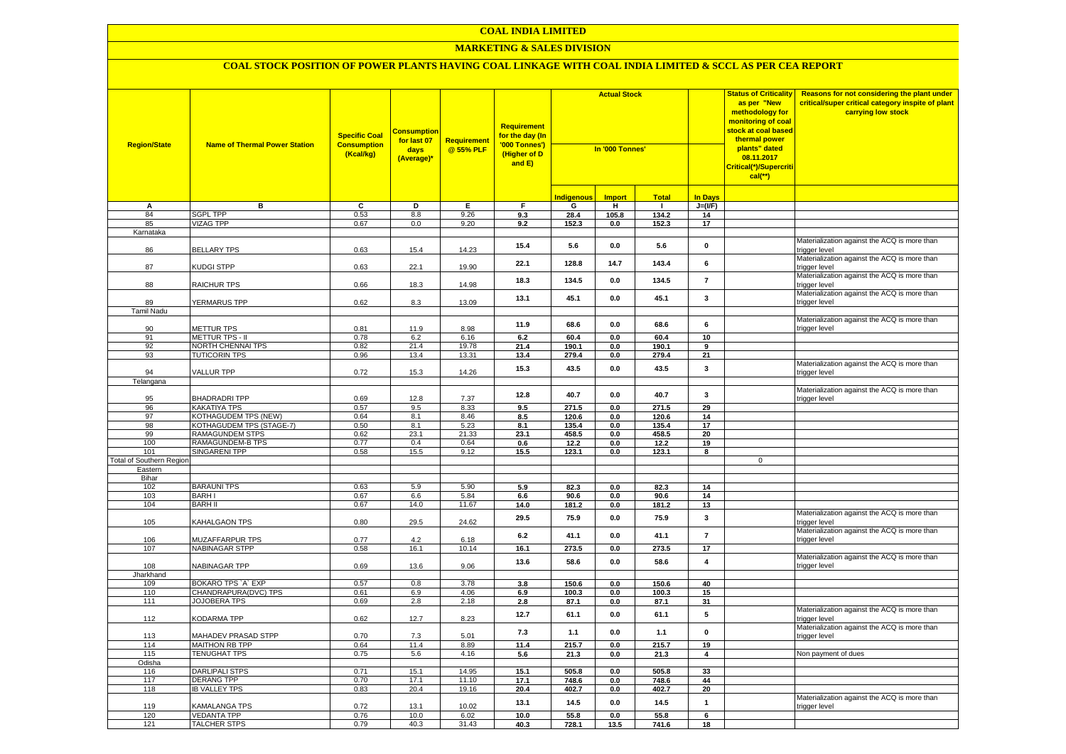# COAL INDIA LIMITED

## MARKETING & SALES DIVISION

### COAL STOCK POSITION OF POWER PLANTS HAVING COAL LINKAGE WITH COAL INDIA LIMITED & SCCL AS PER CEA REPORT

| Region/State | Name of Thermal Power Station | Specific Coal Consumption (Kcal/kg) | Consumption for last 07 days (Average)* | Requirement @ 55% PLF | Requirement for the day (In '000 Tonnes') (Higher of D and E) | Actual Stock In '000 Tonnes' | | | | Status of Criticality as per "New methodology for monitoring of coal stock at coal based thermal power plants" dated 08.11.2017 Critical(*)/Supercritical(**) | Reasons for not considering the plant under critical/super critical category inspite of plant carrying low stock |
|---|---|---|---|---|---|---|---|---|---|---|---|
| | | | | | | Indigenous | Import | Total | In Days | | |
| A | B | C | D | E | F | G | H | I | J=(I/F) | | |
| 84 | SGPL TPP | 0.53 | 8.8 | 9.26 | 9.3 | 28.4 | 105.8 | 134.2 | 14 | | |
| 85 | VIZAG TPP | 0.67 | 0.0 | 9.20 | 9.2 | 152.3 | 0.0 | 152.3 | 17 | | |
| Karnataka | | | | | | | | | | | |
| 86 | BELLARY TPS | 0.63 | 15.4 | 14.23 | 15.4 | 5.6 | 0.0 | 5.6 | 0 | | Materialization against the ACQ is more than trigger level |
| 87 | KUDGI STPP | 0.63 | 22.1 | 19.90 | 22.1 | 128.8 | 14.7 | 143.4 | 6 | | Materialization against the ACQ is more than trigger level |
| 88 | RAICHUR TPS | 0.66 | 18.3 | 14.98 | 18.3 | 134.5 | 0.0 | 134.5 | 7 | | Materialization against the ACQ is more than trigger level |
| 89 | YERMARUS TPP | 0.62 | 8.3 | 13.09 | 13.1 | 45.1 | 0.0 | 45.1 | 3 | | Materialization against the ACQ is more than trigger level |
| Tamil Nadu | | | | | | | | | | | |
| 90 | METTUR TPS | 0.81 | 11.9 | 8.98 | 11.9 | 68.6 | 0.0 | 68.6 | 6 | | Materialization against the ACQ is more than trigger level |
| 91 | METTUR TPS - II | 0.78 | 6.2 | 6.16 | 6.2 | 60.4 | 0.0 | 60.4 | 10 | | |
| 92 | NORTH CHENNAI TPS | 0.82 | 21.4 | 19.78 | 21.4 | 190.1 | 0.0 | 190.1 | 9 | | |
| 93 | TUTICORIN TPS | 0.96 | 13.4 | 13.31 | 13.4 | 279.4 | 0.0 | 279.4 | 21 | | |
| 94 | VALLUR TPP | 0.72 | 15.3 | 14.26 | 15.3 | 43.5 | 0.0 | 43.5 | 3 | | Materialization against the ACQ is more than trigger level |
| Telangana | | | | | | | | | | | |
| 95 | BHADRADRI TPP | 0.69 | 12.8 | 7.37 | 12.8 | 40.7 | 0.0 | 40.7 | 3 | | Materialization against the ACQ is more than trigger level |
| 96 | KAKATIYA TPS | 0.57 | 9.5 | 8.33 | 9.5 | 271.5 | 0.0 | 271.5 | 29 | | |
| 97 | KOTHAGUDEM TPS (NEW) | 0.64 | 8.1 | 8.46 | 8.5 | 120.6 | 0.0 | 120.6 | 14 | | |
| 98 | KOTHAGUDEM TPS (STAGE-7) | 0.50 | 8.1 | 5.23 | 8.1 | 135.4 | 0.0 | 135.4 | 17 | | |
| 99 | RAMAGUNDEM STPS | 0.62 | 23.1 | 21.33 | 23.1 | 458.5 | 0.0 | 458.5 | 20 | | |
| 100 | RAMAGUNDEM-B TPS | 0.77 | 0.4 | 0.64 | 0.6 | 12.2 | 0.0 | 12.2 | 19 | | |
| 101 | SINGARENI TPP | 0.58 | 15.5 | 9.12 | 15.5 | 123.1 | 0.0 | 123.1 | 8 | | |
| Total of Southern Region | | | | | | | | | | 0 | |
| Eastern | | | | | | | | | | | |
| Bihar | | | | | | | | | | | |
| 102 | BARAUNI TPS | 0.63 | 5.9 | 5.90 | 5.9 | 82.3 | 0.0 | 82.3 | 14 | | |
| 103 | BARH I | 0.67 | 6.6 | 5.84 | 6.6 | 90.6 | 0.0 | 90.6 | 14 | | |
| 104 | BARH II | 0.67 | 14.0 | 11.67 | 14.0 | 181.2 | 0.0 | 181.2 | 13 | | |
| 105 | KAHALGAON TPS | 0.80 | 29.5 | 24.62 | 29.5 | 75.9 | 0.0 | 75.9 | 3 | | Materialization against the ACQ is more than trigger level |
| 106 | MUZAFFARPUR TPS | 0.77 | 4.2 | 6.18 | 6.2 | 41.1 | 0.0 | 41.1 | 7 | | Materialization against the ACQ is more than trigger level |
| 107 | NABINAGAR STPP | 0.58 | 16.1 | 10.14 | 16.1 | 273.5 | 0.0 | 273.5 | 17 | | |
| 108 | NABINAGAR TPP | 0.69 | 13.6 | 9.06 | 13.6 | 58.6 | 0.0 | 58.6 | 4 | | Materialization against the ACQ is more than trigger level |
| Jharkhand | | | | | | | | | | | |
| 109 | BOKARO TPS `A` EXP | 0.57 | 0.8 | 3.78 | 3.8 | 150.6 | 0.0 | 150.6 | 40 | | |
| 110 | CHANDRAPURA(DVC) TPS | 0.61 | 6.9 | 4.06 | 6.9 | 100.3 | 0.0 | 100.3 | 15 | | |
| 111 | JOJOBERA TPS | 0.69 | 2.8 | 2.18 | 2.8 | 87.1 | 0.0 | 87.1 | 31 | | |
| 112 | KODARMA TPP | 0.62 | 12.7 | 8.23 | 12.7 | 61.1 | 0.0 | 61.1 | 5 | | Materialization against the ACQ is more than trigger level |
| 113 | MAHADEV PRASAD STPP | 0.70 | 7.3 | 5.01 | 7.3 | 1.1 | 0.0 | 1.1 | 0 | | Materialization against the ACQ is more than trigger level |
| 114 | MAITHON RB TPP | 0.64 | 11.4 | 8.89 | 11.4 | 215.7 | 0.0 | 215.7 | 19 | | |
| 115 | TENUGHAT TPS | 0.75 | 5.6 | 4.16 | 5.6 | 21.3 | 0.0 | 21.3 | 4 | | Non payment of dues |
| Odisha | | | | | | | | | | | |
| 116 | DARLIPALI STPS | 0.71 | 15.1 | 14.95 | 15.1 | 505.8 | 0.0 | 505.8 | 33 | | |
| 117 | DERANG TPP | 0.70 | 17.1 | 11.10 | 17.1 | 748.6 | 0.0 | 748.6 | 44 | | |
| 118 | IB VALLEY TPS | 0.83 | 20.4 | 19.16 | 20.4 | 402.7 | 0.0 | 402.7 | 20 | | |
| 119 | KAMALANGA TPS | 0.72 | 13.1 | 10.02 | 13.1 | 14.5 | 0.0 | 14.5 | 1 | | Materialization against the ACQ is more than trigger level |
| 120 | VEDANTA TPP | 0.76 | 10.0 | 6.02 | 10.0 | 55.8 | 0.0 | 55.8 | 6 | | |
| 121 | TALCHER STPS | 0.79 | 40.3 | 31.43 | 40.3 | 728.1 | 13.5 | 741.6 | 18 | | |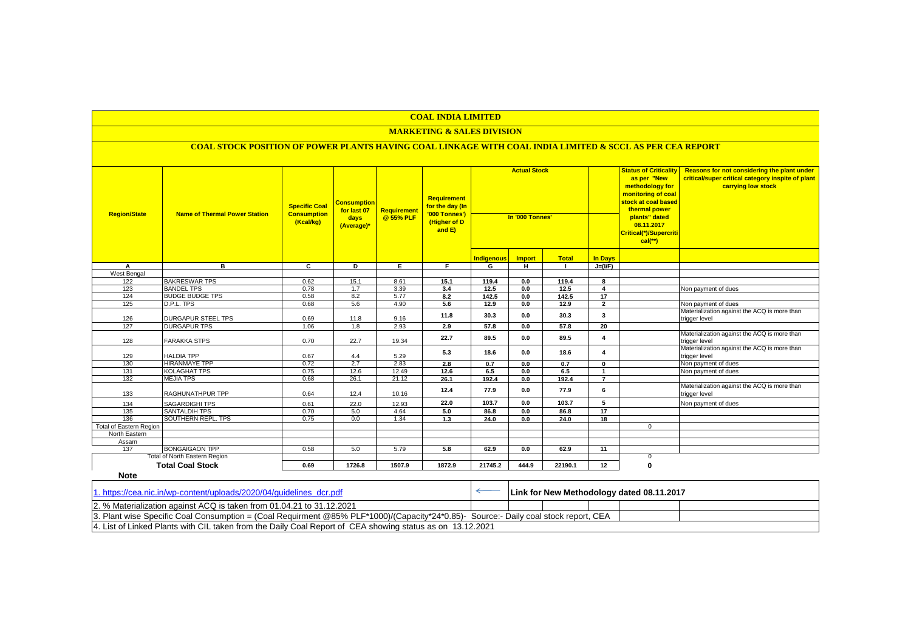# COAL INDIA LIMITED

## MARKETING & SALES DIVISION

### COAL STOCK POSITION OF POWER PLANTS HAVING COAL LINKAGE WITH COAL INDIA LIMITED & SCCL AS PER CEA REPORT

| Region/State | Name of Thermal Power Station | Specific Coal Consumption (Kcal/kg) | Consumption for last 07 days (Average)* | Requirement @ 55% PLF | Requirement for the day (In '000 Tonnes') (Higher of D and E) | Actual Stock In '000 Tonnes' | | | | Status of Criticality as per "New methodology for monitoring of coal stock at coal based thermal power plants" dated 08.11.2017 Critical(*)/Supercritical(**) | Reasons for not considering the plant under critical/super critical category inspite of plant carrying low stock |
|---|---|---|---|---|---|---|---|---|---|---|---|
| | | | | | | Indigenous | Import | Total | In Days | | |
| A | B | C | D | E | F | G | H | I | J=(I/F) | | |
| West Bengal | | | | | | | | | | | |
| 122 | BAKRESWAR TPS | 0.62 | 15.1 | 8.61 | 15.1 | 119.4 | 0.0 | 119.4 | 8 | | |
| 123 | BANDEL TPS | 0.78 | 1.7 | 3.39 | 3.4 | 12.5 | 0.0 | 12.5 | 4 | | Non payment of dues |
| 124 | BUDGE BUDGE TPS | 0.58 | 8.2 | 5.77 | 8.2 | 142.5 | 0.0 | 142.5 | 17 | | |
| 125 | D.P.L. TPS | 0.68 | 5.6 | 4.90 | 5.6 | 12.9 | 0.0 | 12.9 | 2 | | Non payment of dues |
| 126 | DURGAPUR STEEL TPS | 0.69 | 11.8 | 9.16 | 11.8 | 30.3 | 0.0 | 30.3 | 3 | | Materialization against the ACQ is more than trigger level |
| 127 | DURGAPUR TPS | 1.06 | 1.8 | 2.93 | 2.9 | 57.8 | 0.0 | 57.8 | 20 | | |
| 128 | FARAKKA STPS | 0.70 | 22.7 | 19.34 | 22.7 | 89.5 | 0.0 | 89.5 | 4 | | Materialization against the ACQ is more than trigger level |
| 129 | HALDIA TPP | 0.67 | 4.4 | 5.29 | 5.3 | 18.6 | 0.0 | 18.6 | 4 | | Materialization against the ACQ is more than trigger level |
| 130 | HIRANMAYE TPP | 0.72 | 2.7 | 2.83 | 2.8 | 0.7 | 0.0 | 0.7 | 0 | | Non payment of dues |
| 131 | KOLAGHAT TPS | 0.75 | 12.6 | 12.49 | 12.6 | 6.5 | 0.0 | 6.5 | 1 | | Non payment of dues |
| 132 | MEJIA TPS | 0.68 | 26.1 | 21.12 | 26.1 | 192.4 | 0.0 | 192.4 | 7 | | |
| 133 | RAGHUNATHPUR TPP | 0.64 | 12.4 | 10.16 | 12.4 | 77.9 | 0.0 | 77.9 | 6 | | Materialization against the ACQ is more than trigger level |
| 134 | SAGARDIGHI TPS | 0.61 | 22.0 | 12.93 | 22.0 | 103.7 | 0.0 | 103.7 | 5 | | Non payment of dues |
| 135 | SANTALDIH TPS | 0.70 | 5.0 | 4.64 | 5.0 | 86.8 | 0.0 | 86.8 | 17 | | |
| 136 | SOUTHERN REPL. TPS | 0.75 | 0.0 | 1.34 | 1.3 | 24.0 | 0.0 | 24.0 | 18 | | |
| Total of Eastern Region | | | | | | | | | | 0 | |
| North Eastern | | | | | | | | | | | |
| Assam | | | | | | | | | | | |
| 137 | BONGAIGAON TPP | 0.58 | 5.0 | 5.79 | 5.8 | 62.9 | 0.0 | 62.9 | 11 | | |
| Total of North Eastern Region | | | | | | | | | | 0 | |
| **Total Coal Stock** | | 0.69 | 1726.8 | 1507.9 | 1872.9 | 21745.2 | 444.9 | 22190.1 | 12 | 0 | |

**Note**

1. https://cea.nic.in/wp-content/uploads/2020/04/guidelines_dcr.pdf ⟵ Link for New Methodology dated 08.11.2017
2. % Materialization against ACQ is taken from 01.04.21 to 31.12.2021
3. Plant wise Specific Coal Consumption = (Coal Requirment @85% PLF*1000)/(Capacity*24*0.85)- Source:- Daily coal stock report, CEA
4. List of Linked Plants with CIL taken from the Daily Coal Report of CEA showing status as on 13.12.2021